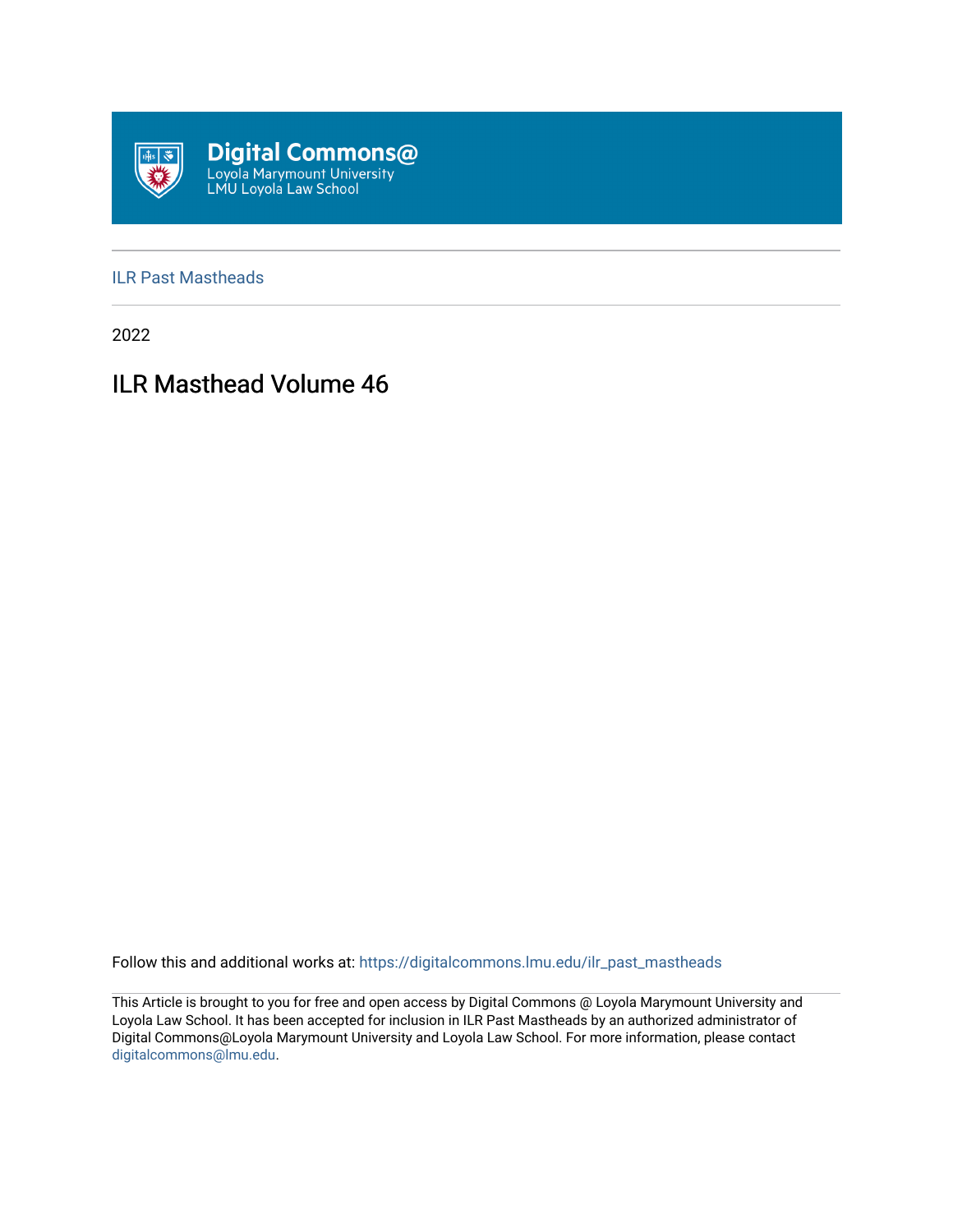Digital Commons@
Loyola Marymount University
LMU Loyola Law School

ILR Past Mastheads

2022

# ILR Masthead Volume 46

Follow this and additional works at: https://digitalcommons.lmu.edu/ilr_past_mastheads

This Article is brought to you for free and open access by Digital Commons @ Loyola Marymount University and Loyola Law School. It has been accepted for inclusion in ILR Past Mastheads by an authorized administrator of Digital Commons@Loyola Marymount University and Loyola Law School. For more information, please contact digitalcommons@lmu.edu.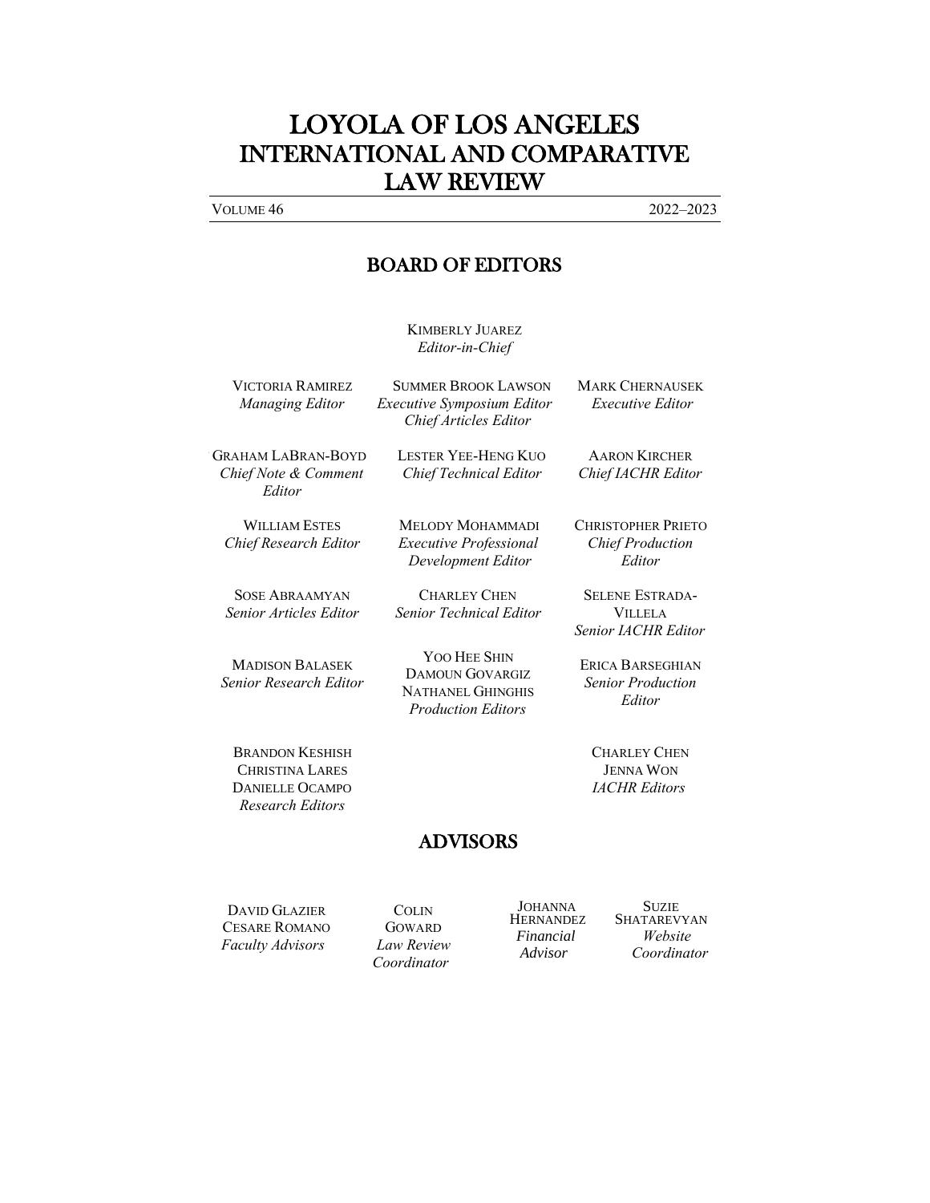# LOYOLA OF LOS ANGELES INTERNATIONAL AND COMPARATIVE LAW REVIEW

VOLUME 46 2022–2023

## BOARD OF EDITORS

KIMBERLY JUAREZ
*Editor-in-Chief*

VICTORIA RAMIREZ
*Managing Editor*

SUMMER BROOK LAWSON
*Executive Symposium Editor*
*Chief Articles Editor*

MARK CHERNAUSEK
*Executive Editor*

GRAHAM LABRAN-BOYD
*Chief Note & Comment Editor*

LESTER YEE-HENG KUO
*Chief Technical Editor*

AARON KIRCHER
*Chief IACHR Editor*

WILLIAM ESTES
*Chief Research Editor*

MELODY MOHAMMADI
*Executive Professional Development Editor*

CHRISTOPHER PRIETO
*Chief Production Editor*

SOSE ABRAAMYAN
*Senior Articles Editor*

CHARLEY CHEN
*Senior Technical Editor*

SELENE ESTRADA-VILLELA
*Senior IACHR Editor*

MADISON BALASEK
*Senior Research Editor*

YOO HEE SHIN
DAMOUN GOVARGIZ
NATHANEL GHINGHIS
*Production Editors*

ERICA BARSEGHIAN
*Senior Production Editor*

BRANDON KESHISH
CHRISTINA LARES
DANIELLE OCAMPO
*Research Editors*

CHARLEY CHEN
JENNA WON
*IACHR Editors*

## ADVISORS

DAVID GLAZIER
CESARE ROMANO
*Faculty Advisors*

COLIN GOWARD
*Law Review Coordinator*

JOHANNA HERNANDEZ
*Financial Advisor*

SUZIE SHATAREVYAN
*Website Coordinator*